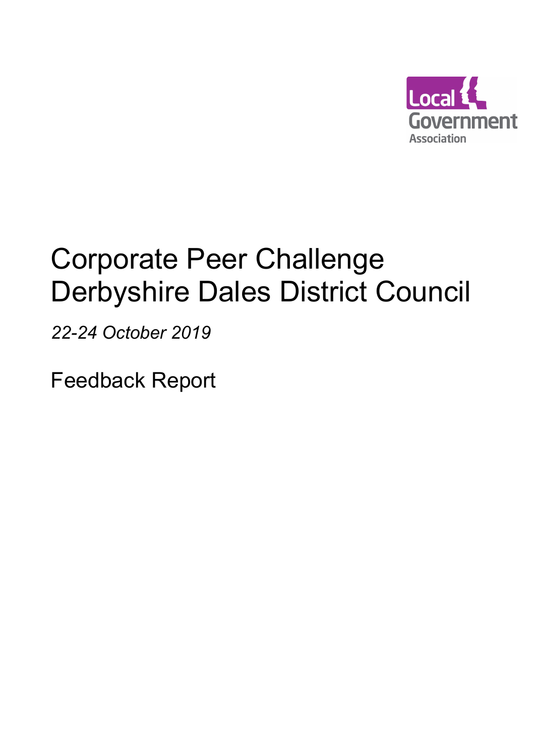Local Government Association

# Corporate Peer Challenge Derbyshire Dales District Council

*22-24 October 2019*

Feedback Report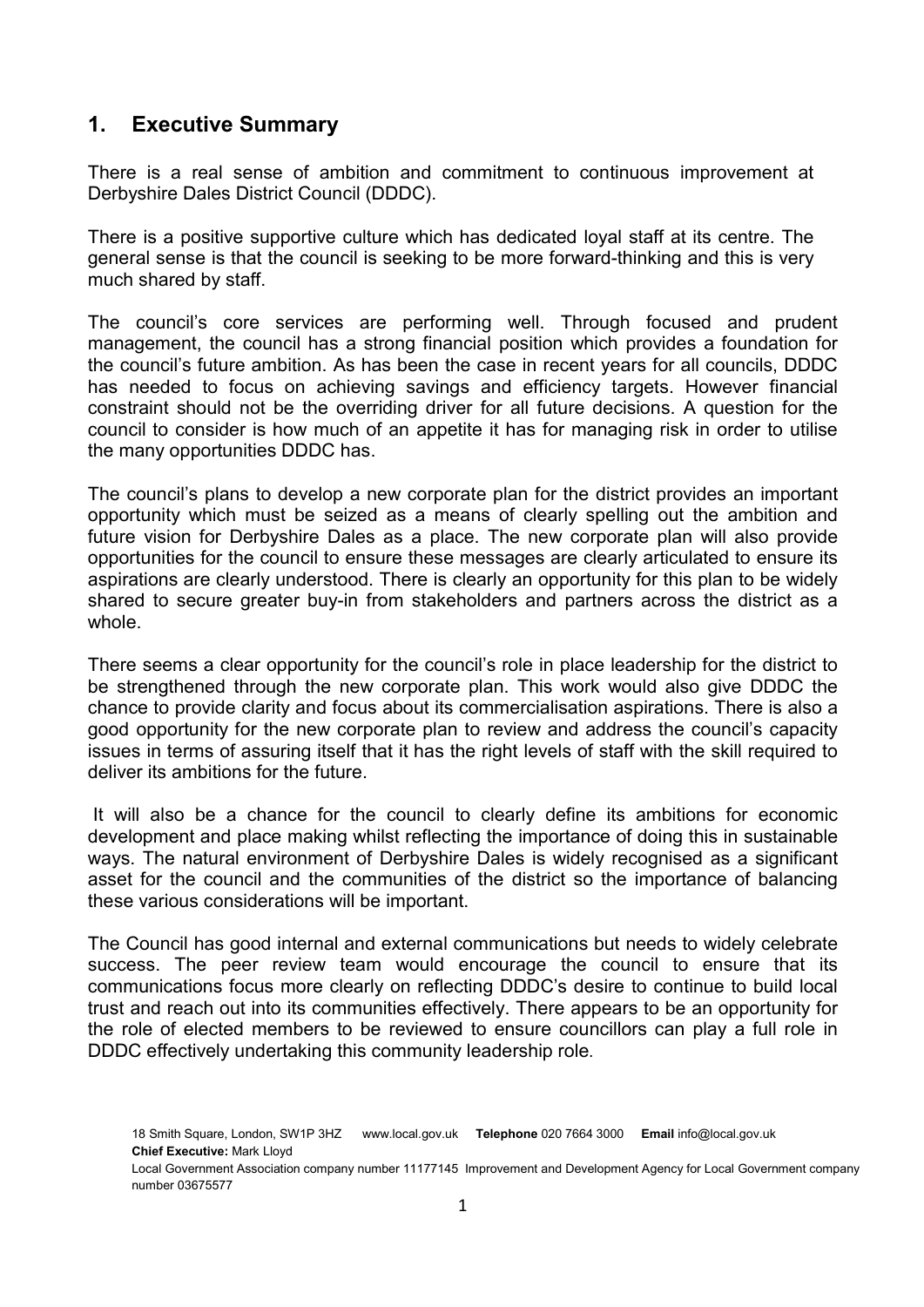## 1. Executive Summary

There is a real sense of ambition and commitment to continuous improvement at Derbyshire Dales District Council (DDDC).

There is a positive supportive culture which has dedicated loyal staff at its centre. The general sense is that the council is seeking to be more forward-thinking and this is very much shared by staff.

The council's core services are performing well. Through focused and prudent management, the council has a strong financial position which provides a foundation for the council's future ambition. As has been the case in recent years for all councils, DDDC has needed to focus on achieving savings and efficiency targets. However financial constraint should not be the overriding driver for all future decisions. A question for the council to consider is how much of an appetite it has for managing risk in order to utilise the many opportunities DDDC has.

The council's plans to develop a new corporate plan for the district provides an important opportunity which must be seized as a means of clearly spelling out the ambition and future vision for Derbyshire Dales as a place. The new corporate plan will also provide opportunities for the council to ensure these messages are clearly articulated to ensure its aspirations are clearly understood. There is clearly an opportunity for this plan to be widely shared to secure greater buy-in from stakeholders and partners across the district as a whole.

There seems a clear opportunity for the council's role in place leadership for the district to be strengthened through the new corporate plan. This work would also give DDDC the chance to provide clarity and focus about its commercialisation aspirations. There is also a good opportunity for the new corporate plan to review and address the council's capacity issues in terms of assuring itself that it has the right levels of staff with the skill required to deliver its ambitions for the future.

It will also be a chance for the council to clearly define its ambitions for economic development and place making whilst reflecting the importance of doing this in sustainable ways. The natural environment of Derbyshire Dales is widely recognised as a significant asset for the council and the communities of the district so the importance of balancing these various considerations will be important.

The Council has good internal and external communications but needs to widely celebrate success. The peer review team would encourage the council to ensure that its communications focus more clearly on reflecting DDDC's desire to continue to build local trust and reach out into its communities effectively. There appears to be an opportunity for the role of elected members to be reviewed to ensure councillors can play a full role in DDDC effectively undertaking this community leadership role.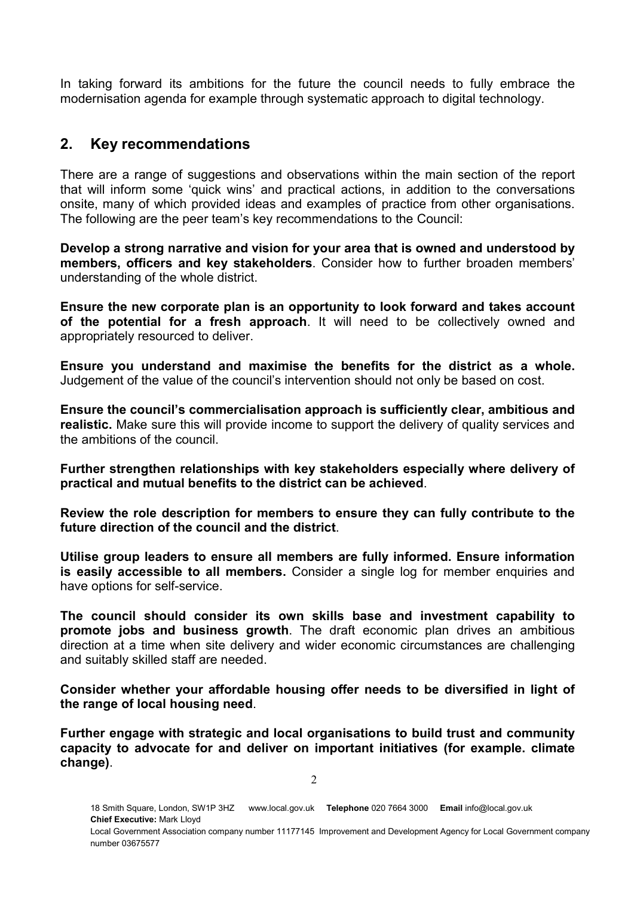In taking forward its ambitions for the future the council needs to fully embrace the modernisation agenda for example through systematic approach to digital technology.

## 2. Key recommendations

There are a range of suggestions and observations within the main section of the report that will inform some 'quick wins' and practical actions, in addition to the conversations onsite, many of which provided ideas and examples of practice from other organisations. The following are the peer team's key recommendations to the Council:

**Develop a strong narrative and vision for your area that is owned and understood by members, officers and key stakeholders**. Consider how to further broaden members' understanding of the whole district.

**Ensure the new corporate plan is an opportunity to look forward and takes account of the potential for a fresh approach**. It will need to be collectively owned and appropriately resourced to deliver.

**Ensure you understand and maximise the benefits for the district as a whole.** Judgement of the value of the council's intervention should not only be based on cost.

**Ensure the council's commercialisation approach is sufficiently clear, ambitious and realistic.** Make sure this will provide income to support the delivery of quality services and the ambitions of the council.

**Further strengthen relationships with key stakeholders especially where delivery of practical and mutual benefits to the district can be achieved**.

**Review the role description for members to ensure they can fully contribute to the future direction of the council and the district**.

**Utilise group leaders to ensure all members are fully informed. Ensure information is easily accessible to all members.** Consider a single log for member enquiries and have options for self-service.

**The council should consider its own skills base and investment capability to promote jobs and business growth**. The draft economic plan drives an ambitious direction at a time when site delivery and wider economic circumstances are challenging and suitably skilled staff are needed.

**Consider whether your affordable housing offer needs to be diversified in light of the range of local housing need**.

**Further engage with strategic and local organisations to build trust and community capacity to advocate for and deliver on important initiatives (for example. climate change)**.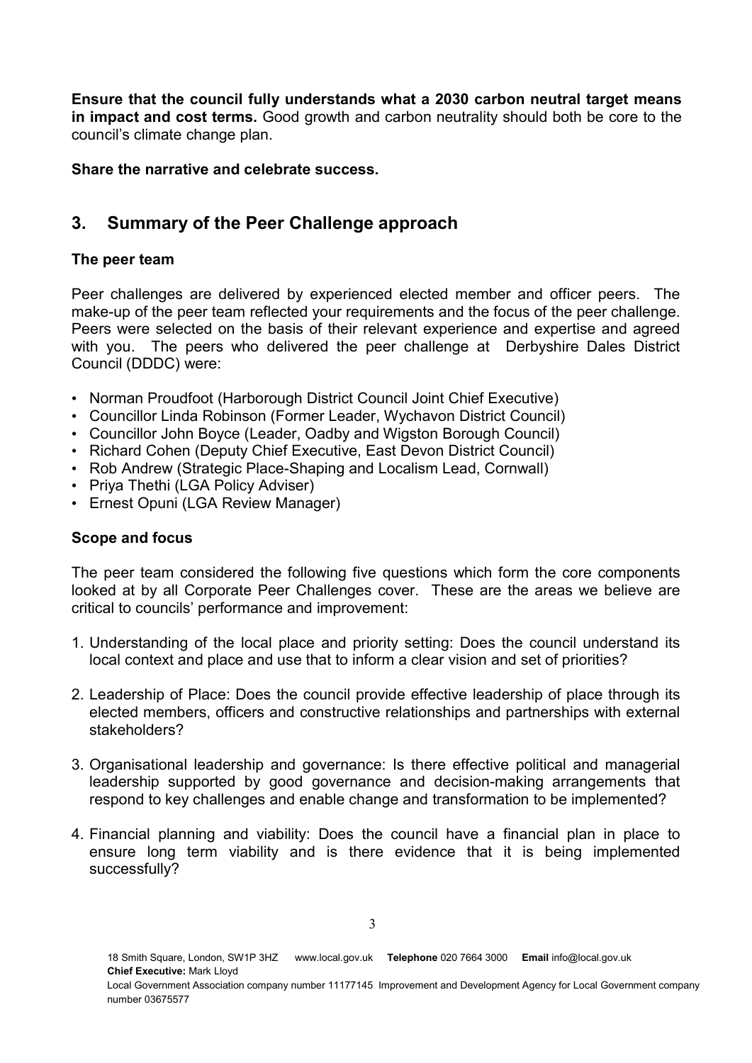**Ensure that the council fully understands what a 2030 carbon neutral target means in impact and cost terms.** Good growth and carbon neutrality should both be core to the council's climate change plan.

**Share the narrative and celebrate success.**

## 3. Summary of the Peer Challenge approach

### The peer team

Peer challenges are delivered by experienced elected member and officer peers. The make-up of the peer team reflected your requirements and the focus of the peer challenge. Peers were selected on the basis of their relevant experience and expertise and agreed with you. The peers who delivered the peer challenge at Derbyshire Dales District Council (DDDC) were:

- Norman Proudfoot (Harborough District Council Joint Chief Executive)
- Councillor Linda Robinson (Former Leader, Wychavon District Council)
- Councillor John Boyce (Leader, Oadby and Wigston Borough Council)
- Richard Cohen (Deputy Chief Executive, East Devon District Council)
- Rob Andrew (Strategic Place-Shaping and Localism Lead, Cornwall)
- Priya Thethi (LGA Policy Adviser)
- Ernest Opuni (LGA Review Manager)

### Scope and focus

The peer team considered the following five questions which form the core components looked at by all Corporate Peer Challenges cover. These are the areas we believe are critical to councils' performance and improvement:

1. Understanding of the local place and priority setting: Does the council understand its local context and place and use that to inform a clear vision and set of priorities?

2. Leadership of Place: Does the council provide effective leadership of place through its elected members, officers and constructive relationships and partnerships with external stakeholders?

3. Organisational leadership and governance: Is there effective political and managerial leadership supported by good governance and decision-making arrangements that respond to key challenges and enable change and transformation to be implemented?

4. Financial planning and viability: Does the council have a financial plan in place to ensure long term viability and is there evidence that it is being implemented successfully?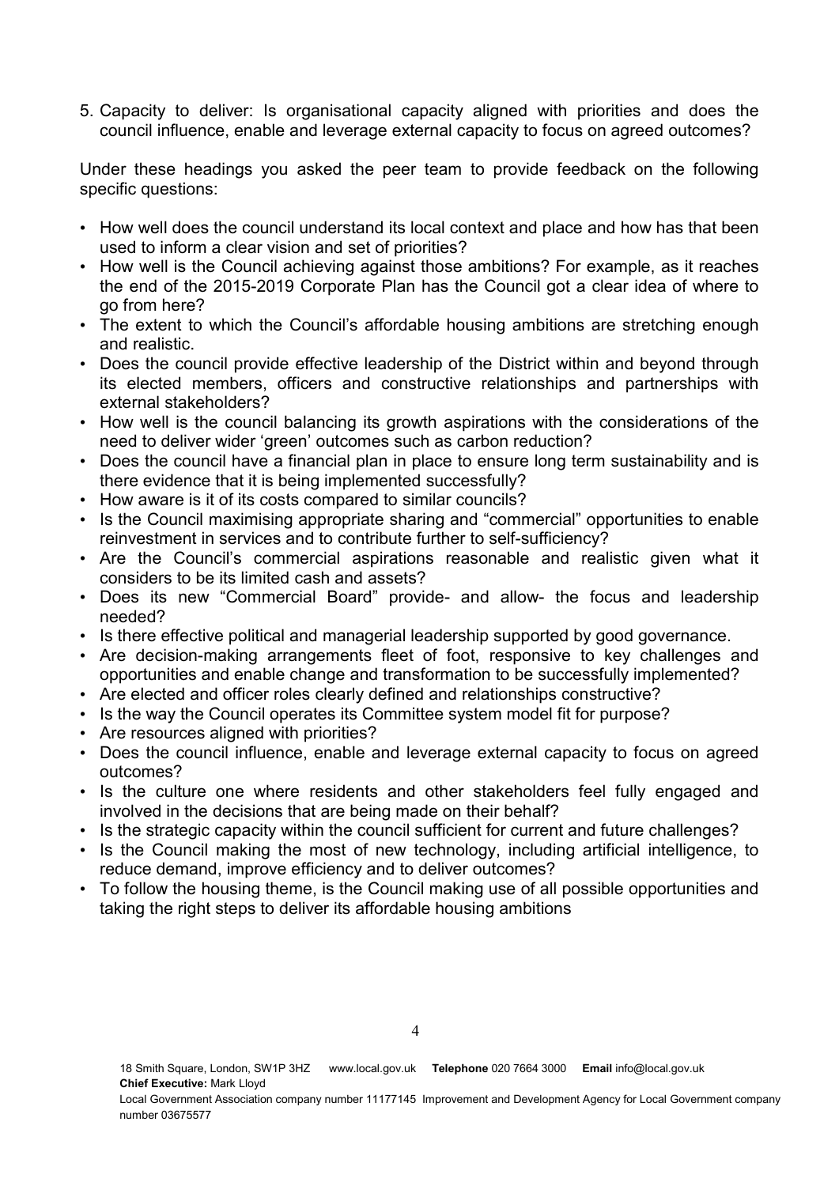5. Capacity to deliver: Is organisational capacity aligned with priorities and does the council influence, enable and leverage external capacity to focus on agreed outcomes?

Under these headings you asked the peer team to provide feedback on the following specific questions:

- How well does the council understand its local context and place and how has that been used to inform a clear vision and set of priorities?
- How well is the Council achieving against those ambitions? For example, as it reaches the end of the 2015-2019 Corporate Plan has the Council got a clear idea of where to go from here?
- The extent to which the Council's affordable housing ambitions are stretching enough and realistic.
- Does the council provide effective leadership of the District within and beyond through its elected members, officers and constructive relationships and partnerships with external stakeholders?
- How well is the council balancing its growth aspirations with the considerations of the need to deliver wider 'green' outcomes such as carbon reduction?
- Does the council have a financial plan in place to ensure long term sustainability and is there evidence that it is being implemented successfully?
- How aware is it of its costs compared to similar councils?
- Is the Council maximising appropriate sharing and "commercial" opportunities to enable reinvestment in services and to contribute further to self-sufficiency?
- Are the Council's commercial aspirations reasonable and realistic given what it considers to be its limited cash and assets?
- Does its new "Commercial Board" provide- and allow- the focus and leadership needed?
- Is there effective political and managerial leadership supported by good governance.
- Are decision-making arrangements fleet of foot, responsive to key challenges and opportunities and enable change and transformation to be successfully implemented?
- Are elected and officer roles clearly defined and relationships constructive?
- Is the way the Council operates its Committee system model fit for purpose?
- Are resources aligned with priorities?
- Does the council influence, enable and leverage external capacity to focus on agreed outcomes?
- Is the culture one where residents and other stakeholders feel fully engaged and involved in the decisions that are being made on their behalf?
- Is the strategic capacity within the council sufficient for current and future challenges?
- Is the Council making the most of new technology, including artificial intelligence, to reduce demand, improve efficiency and to deliver outcomes?
- To follow the housing theme, is the Council making use of all possible opportunities and taking the right steps to deliver its affordable housing ambitions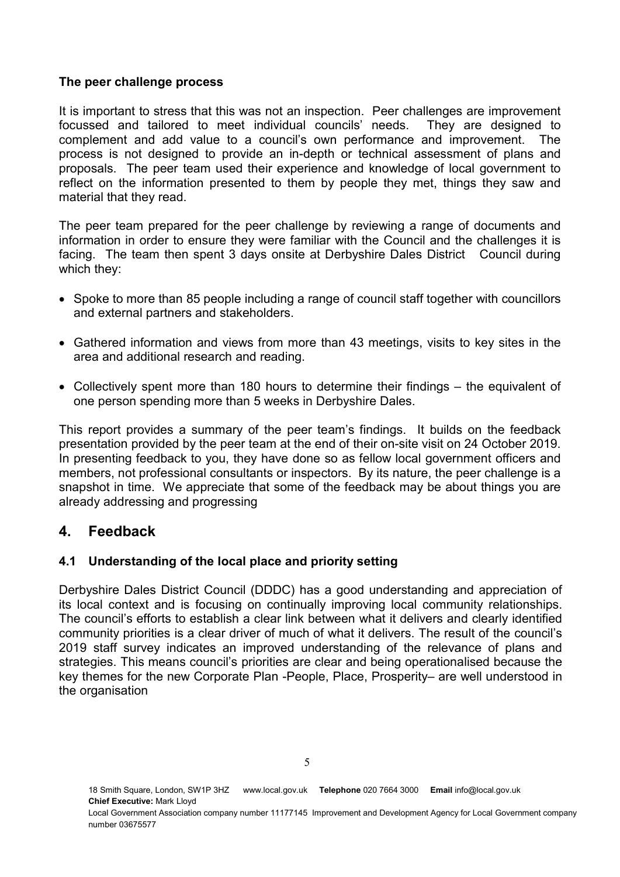**The peer challenge process**

It is important to stress that this was not an inspection. Peer challenges are improvement focussed and tailored to meet individual councils' needs. They are designed to complement and add value to a council's own performance and improvement. The process is not designed to provide an in-depth or technical assessment of plans and proposals. The peer team used their experience and knowledge of local government to reflect on the information presented to them by people they met, things they saw and material that they read.

The peer team prepared for the peer challenge by reviewing a range of documents and information in order to ensure they were familiar with the Council and the challenges it is facing. The team then spent 3 days onsite at Derbyshire Dales District Council during which they:

- Spoke to more than 85 people including a range of council staff together with councillors and external partners and stakeholders.
- Gathered information and views from more than 43 meetings, visits to key sites in the area and additional research and reading.
- Collectively spent more than 180 hours to determine their findings – the equivalent of one person spending more than 5 weeks in Derbyshire Dales.

This report provides a summary of the peer team's findings. It builds on the feedback presentation provided by the peer team at the end of their on-site visit on 24 October 2019. In presenting feedback to you, they have done so as fellow local government officers and members, not professional consultants or inspectors. By its nature, the peer challenge is a snapshot in time. We appreciate that some of the feedback may be about things you are already addressing and progressing

## 4. Feedback

### 4.1 Understanding of the local place and priority setting

Derbyshire Dales District Council (DDDC) has a good understanding and appreciation of its local context and is focusing on continually improving local community relationships. The council's efforts to establish a clear link between what it delivers and clearly identified community priorities is a clear driver of much of what it delivers. The result of the council's 2019 staff survey indicates an improved understanding of the relevance of plans and strategies. This means council's priorities are clear and being operationalised because the key themes for the new Corporate Plan -People, Place, Prosperity– are well understood in the organisation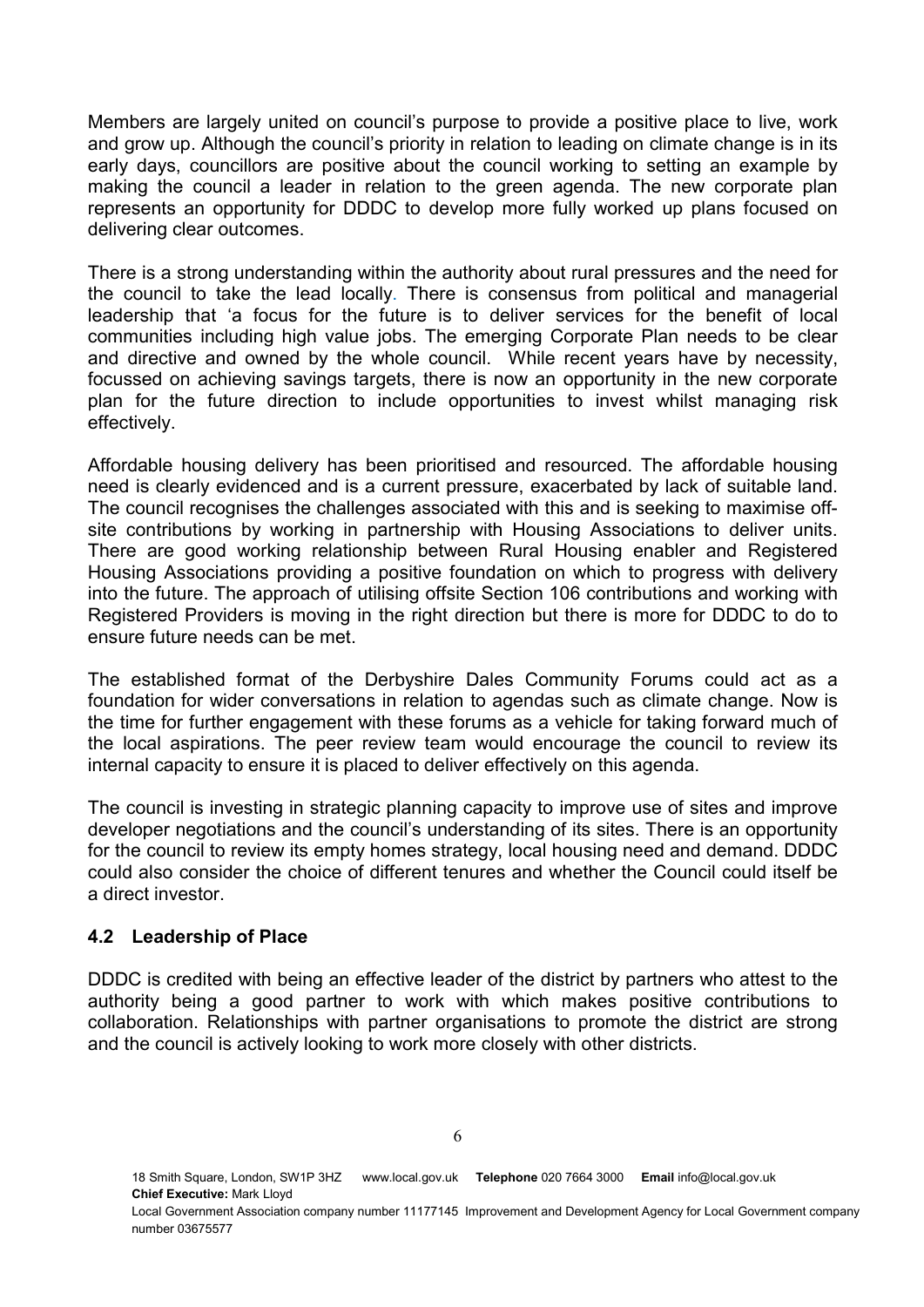Members are largely united on council's purpose to provide a positive place to live, work and grow up. Although the council's priority in relation to leading on climate change is in its early days, councillors are positive about the council working to setting an example by making the council a leader in relation to the green agenda. The new corporate plan represents an opportunity for DDDC to develop more fully worked up plans focused on delivering clear outcomes.

There is a strong understanding within the authority about rural pressures and the need for the council to take the lead locally. There is consensus from political and managerial leadership that 'a focus for the future is to deliver services for the benefit of local communities including high value jobs. The emerging Corporate Plan needs to be clear and directive and owned by the whole council. While recent years have by necessity, focussed on achieving savings targets, there is now an opportunity in the new corporate plan for the future direction to include opportunities to invest whilst managing risk effectively.

Affordable housing delivery has been prioritised and resourced. The affordable housing need is clearly evidenced and is a current pressure, exacerbated by lack of suitable land. The council recognises the challenges associated with this and is seeking to maximise off-site contributions by working in partnership with Housing Associations to deliver units. There are good working relationship between Rural Housing enabler and Registered Housing Associations providing a positive foundation on which to progress with delivery into the future. The approach of utilising offsite Section 106 contributions and working with Registered Providers is moving in the right direction but there is more for DDDC to do to ensure future needs can be met.

The established format of the Derbyshire Dales Community Forums could act as a foundation for wider conversations in relation to agendas such as climate change. Now is the time for further engagement with these forums as a vehicle for taking forward much of the local aspirations. The peer review team would encourage the council to review its internal capacity to ensure it is placed to deliver effectively on this agenda.

The council is investing in strategic planning capacity to improve use of sites and improve developer negotiations and the council's understanding of its sites. There is an opportunity for the council to review its empty homes strategy, local housing need and demand. DDDC could also consider the choice of different tenures and whether the Council could itself be a direct investor.

### 4.2 Leadership of Place

DDDC is credited with being an effective leader of the district by partners who attest to the authority being a good partner to work with which makes positive contributions to collaboration. Relationships with partner organisations to promote the district are strong and the council is actively looking to work more closely with other districts.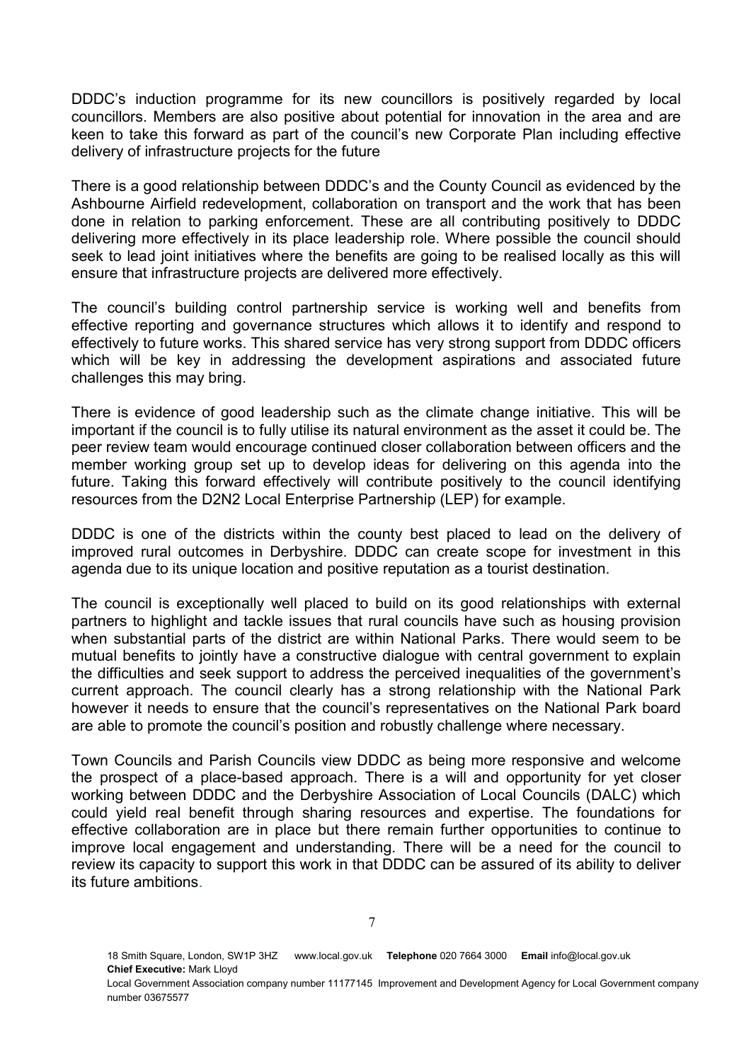DDDC's induction programme for its new councillors is positively regarded by local councillors. Members are also positive about potential for innovation in the area and are keen to take this forward as part of the council's new Corporate Plan including effective delivery of infrastructure projects for the future

There is a good relationship between DDDC's and the County Council as evidenced by the Ashbourne Airfield redevelopment, collaboration on transport and the work that has been done in relation to parking enforcement. These are all contributing positively to DDDC delivering more effectively in its place leadership role. Where possible the council should seek to lead joint initiatives where the benefits are going to be realised locally as this will ensure that infrastructure projects are delivered more effectively.

The council's building control partnership service is working well and benefits from effective reporting and governance structures which allows it to identify and respond to effectively to future works. This shared service has very strong support from DDDC officers which will be key in addressing the development aspirations and associated future challenges this may bring.

There is evidence of good leadership such as the climate change initiative. This will be important if the council is to fully utilise its natural environment as the asset it could be. The peer review team would encourage continued closer collaboration between officers and the member working group set up to develop ideas for delivering on this agenda into the future. Taking this forward effectively will contribute positively to the council identifying resources from the D2N2 Local Enterprise Partnership (LEP) for example.

DDDC is one of the districts within the county best placed to lead on the delivery of improved rural outcomes in Derbyshire. DDDC can create scope for investment in this agenda due to its unique location and positive reputation as a tourist destination.

The council is exceptionally well placed to build on its good relationships with external partners to highlight and tackle issues that rural councils have such as housing provision when substantial parts of the district are within National Parks. There would seem to be mutual benefits to jointly have a constructive dialogue with central government to explain the difficulties and seek support to address the perceived inequalities of the government's current approach. The council clearly has a strong relationship with the National Park however it needs to ensure that the council's representatives on the National Park board are able to promote the council's position and robustly challenge where necessary.

Town Councils and Parish Councils view DDDC as being more responsive and welcome the prospect of a place-based approach. There is a will and opportunity for yet closer working between DDDC and the Derbyshire Association of Local Councils (DALC) which could yield real benefit through sharing resources and expertise. The foundations for effective collaboration are in place but there remain further opportunities to continue to improve local engagement and understanding. There will be a need for the council to review its capacity to support this work in that DDDC can be assured of its ability to deliver its future ambitions.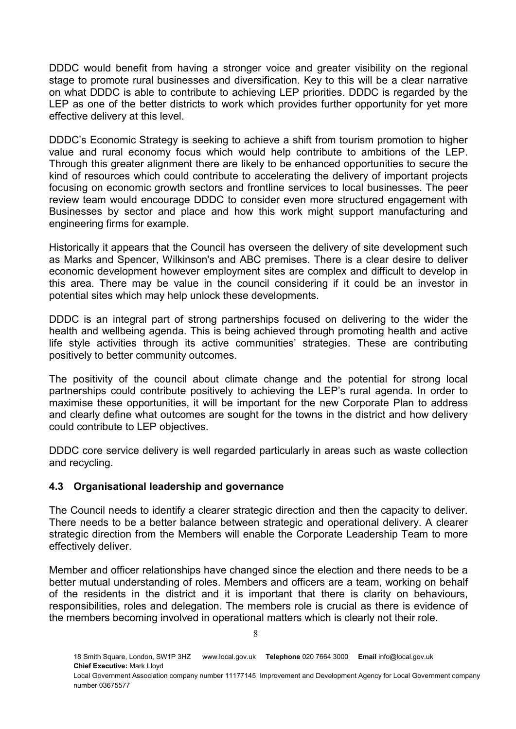DDDC would benefit from having a stronger voice and greater visibility on the regional stage to promote rural businesses and diversification. Key to this will be a clear narrative on what DDDC is able to contribute to achieving LEP priorities. DDDC is regarded by the LEP as one of the better districts to work which provides further opportunity for yet more effective delivery at this level.

DDDC's Economic Strategy is seeking to achieve a shift from tourism promotion to higher value and rural economy focus which would help contribute to ambitions of the LEP. Through this greater alignment there are likely to be enhanced opportunities to secure the kind of resources which could contribute to accelerating the delivery of important projects focusing on economic growth sectors and frontline services to local businesses. The peer review team would encourage DDDC to consider even more structured engagement with Businesses by sector and place and how this work might support manufacturing and engineering firms for example.

Historically it appears that the Council has overseen the delivery of site development such as Marks and Spencer, Wilkinson's and ABC premises. There is a clear desire to deliver economic development however employment sites are complex and difficult to develop in this area. There may be value in the council considering if it could be an investor in potential sites which may help unlock these developments.

DDDC is an integral part of strong partnerships focused on delivering to the wider the health and wellbeing agenda. This is being achieved through promoting health and active life style activities through its active communities' strategies. These are contributing positively to better community outcomes.

The positivity of the council about climate change and the potential for strong local partnerships could contribute positively to achieving the LEP's rural agenda. In order to maximise these opportunities, it will be important for the new Corporate Plan to address and clearly define what outcomes are sought for the towns in the district and how delivery could contribute to LEP objectives.

DDDC core service delivery is well regarded particularly in areas such as waste collection and recycling.

### 4.3 Organisational leadership and governance

The Council needs to identify a clearer strategic direction and then the capacity to deliver. There needs to be a better balance between strategic and operational delivery. A clearer strategic direction from the Members will enable the Corporate Leadership Team to more effectively deliver.

Member and officer relationships have changed since the election and there needs to be a better mutual understanding of roles. Members and officers are a team, working on behalf of the residents in the district and it is important that there is clarity on behaviours, responsibilities, roles and delegation. The members role is crucial as there is evidence of the members becoming involved in operational matters which is clearly not their role.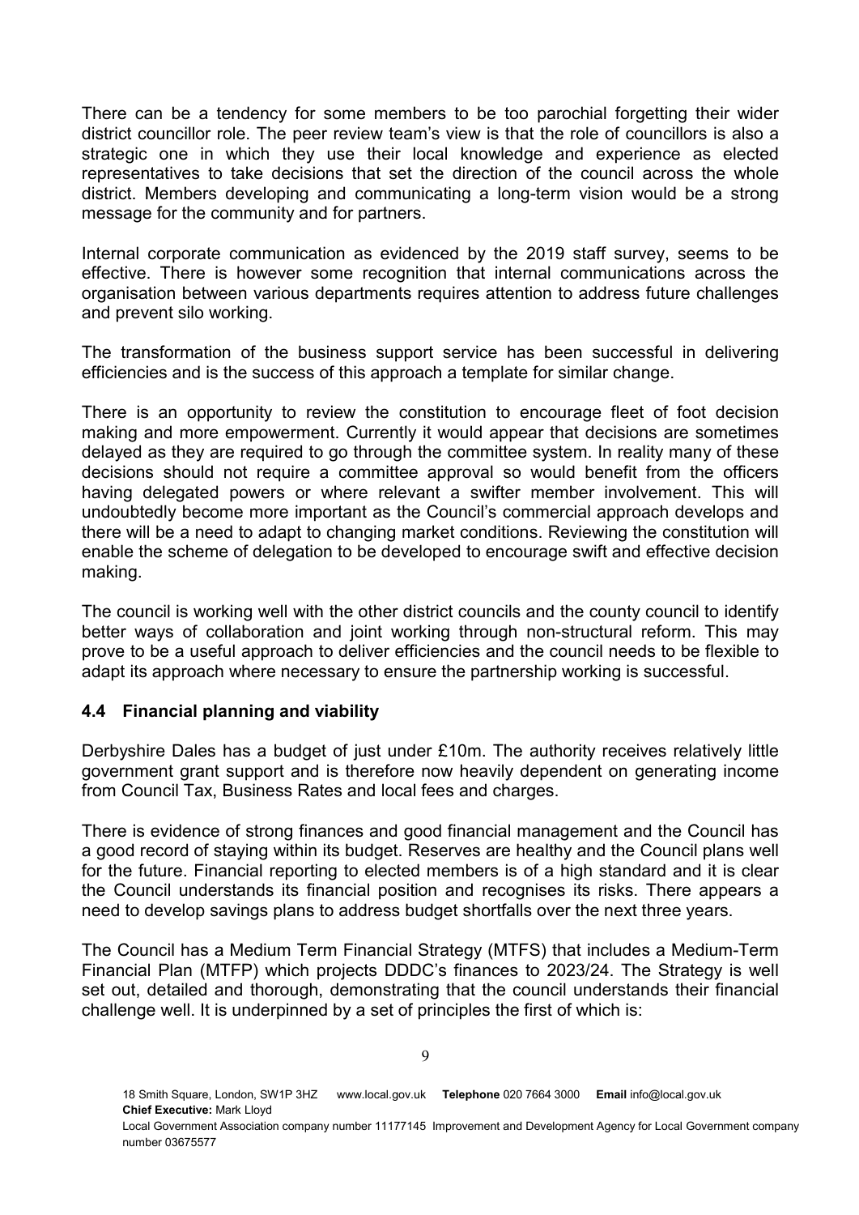There can be a tendency for some members to be too parochial forgetting their wider district councillor role. The peer review team's view is that the role of councillors is also a strategic one in which they use their local knowledge and experience as elected representatives to take decisions that set the direction of the council across the whole district. Members developing and communicating a long-term vision would be a strong message for the community and for partners.

Internal corporate communication as evidenced by the 2019 staff survey, seems to be effective. There is however some recognition that internal communications across the organisation between various departments requires attention to address future challenges and prevent silo working.

The transformation of the business support service has been successful in delivering efficiencies and is the success of this approach a template for similar change.

There is an opportunity to review the constitution to encourage fleet of foot decision making and more empowerment. Currently it would appear that decisions are sometimes delayed as they are required to go through the committee system. In reality many of these decisions should not require a committee approval so would benefit from the officers having delegated powers or where relevant a swifter member involvement. This will undoubtedly become more important as the Council's commercial approach develops and there will be a need to adapt to changing market conditions. Reviewing the constitution will enable the scheme of delegation to be developed to encourage swift and effective decision making.

The council is working well with the other district councils and the county council to identify better ways of collaboration and joint working through non-structural reform. This may prove to be a useful approach to deliver efficiencies and the council needs to be flexible to adapt its approach where necessary to ensure the partnership working is successful.

### 4.4 Financial planning and viability

Derbyshire Dales has a budget of just under £10m. The authority receives relatively little government grant support and is therefore now heavily dependent on generating income from Council Tax, Business Rates and local fees and charges.

There is evidence of strong finances and good financial management and the Council has a good record of staying within its budget. Reserves are healthy and the Council plans well for the future. Financial reporting to elected members is of a high standard and it is clear the Council understands its financial position and recognises its risks. There appears a need to develop savings plans to address budget shortfalls over the next three years.

The Council has a Medium Term Financial Strategy (MTFS) that includes a Medium-Term Financial Plan (MTFP) which projects DDDC's finances to 2023/24. The Strategy is well set out, detailed and thorough, demonstrating that the council understands their financial challenge well. It is underpinned by a set of principles the first of which is: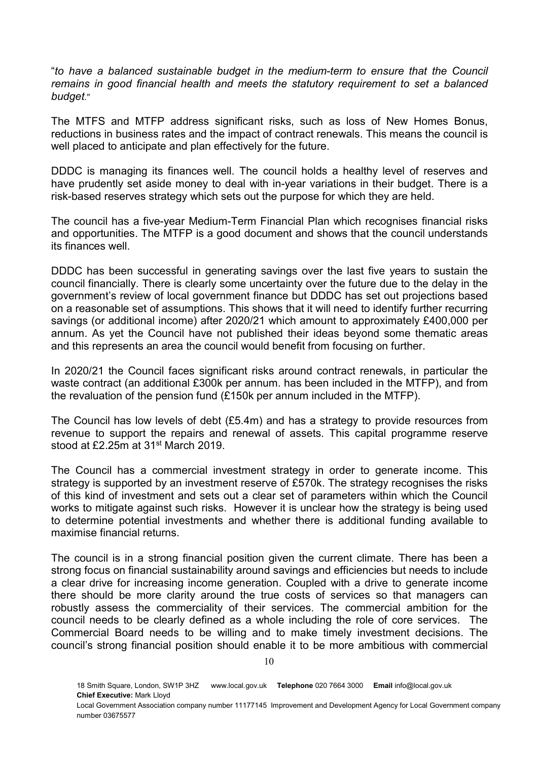"*to have a balanced sustainable budget in the medium-term to ensure that the Council remains in good financial health and meets the statutory requirement to set a balanced budget.*"

The MTFS and MTFP address significant risks, such as loss of New Homes Bonus, reductions in business rates and the impact of contract renewals. This means the council is well placed to anticipate and plan effectively for the future.

DDDC is managing its finances well. The council holds a healthy level of reserves and have prudently set aside money to deal with in-year variations in their budget. There is a risk-based reserves strategy which sets out the purpose for which they are held.

The council has a five-year Medium-Term Financial Plan which recognises financial risks and opportunities. The MTFP is a good document and shows that the council understands its finances well.

DDDC has been successful in generating savings over the last five years to sustain the council financially. There is clearly some uncertainty over the future due to the delay in the government's review of local government finance but DDDC has set out projections based on a reasonable set of assumptions. This shows that it will need to identify further recurring savings (or additional income) after 2020/21 which amount to approximately £400,000 per annum. As yet the Council have not published their ideas beyond some thematic areas and this represents an area the council would benefit from focusing on further.

In 2020/21 the Council faces significant risks around contract renewals, in particular the waste contract (an additional £300k per annum. has been included in the MTFP), and from the revaluation of the pension fund (£150k per annum included in the MTFP).

The Council has low levels of debt (£5.4m) and has a strategy to provide resources from revenue to support the repairs and renewal of assets. This capital programme reserve stood at £2.25m at 31st March 2019.

The Council has a commercial investment strategy in order to generate income. This strategy is supported by an investment reserve of £570k. The strategy recognises the risks of this kind of investment and sets out a clear set of parameters within which the Council works to mitigate against such risks. However it is unclear how the strategy is being used to determine potential investments and whether there is additional funding available to maximise financial returns.

The council is in a strong financial position given the current climate. There has been a strong focus on financial sustainability around savings and efficiencies but needs to include a clear drive for increasing income generation. Coupled with a drive to generate income there should be more clarity around the true costs of services so that managers can robustly assess the commerciality of their services. The commercial ambition for the council needs to be clearly defined as a whole including the role of core services. The Commercial Board needs to be willing and to make timely investment decisions. The council's strong financial position should enable it to be more ambitious with commercial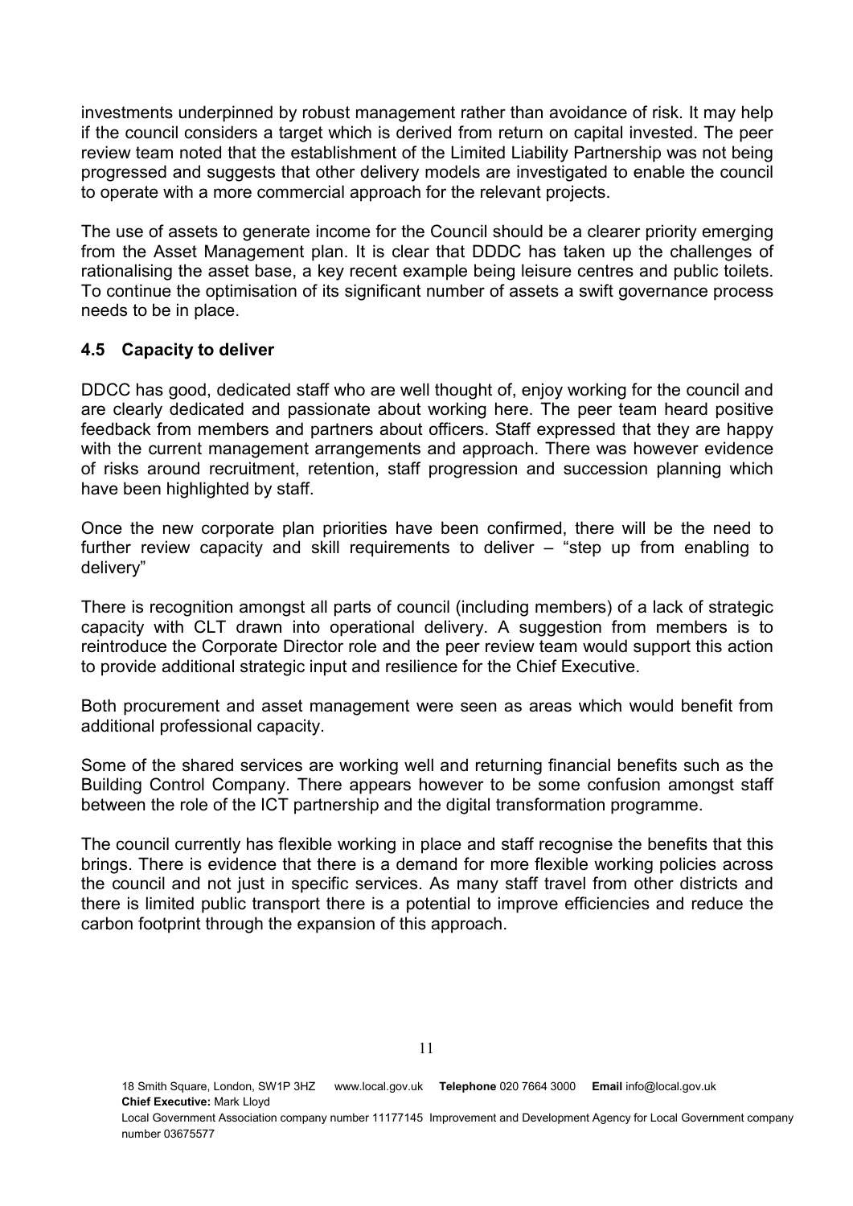investments underpinned by robust management rather than avoidance of risk. It may help if the council considers a target which is derived from return on capital invested. The peer review team noted that the establishment of the Limited Liability Partnership was not being progressed and suggests that other delivery models are investigated to enable the council to operate with a more commercial approach for the relevant projects.

The use of assets to generate income for the Council should be a clearer priority emerging from the Asset Management plan. It is clear that DDDC has taken up the challenges of rationalising the asset base, a key recent example being leisure centres and public toilets. To continue the optimisation of its significant number of assets a swift governance process needs to be in place.

### 4.5 Capacity to deliver

DDCC has good, dedicated staff who are well thought of, enjoy working for the council and are clearly dedicated and passionate about working here. The peer team heard positive feedback from members and partners about officers. Staff expressed that they are happy with the current management arrangements and approach. There was however evidence of risks around recruitment, retention, staff progression and succession planning which have been highlighted by staff.

Once the new corporate plan priorities have been confirmed, there will be the need to further review capacity and skill requirements to deliver – "step up from enabling to delivery"

There is recognition amongst all parts of council (including members) of a lack of strategic capacity with CLT drawn into operational delivery. A suggestion from members is to reintroduce the Corporate Director role and the peer review team would support this action to provide additional strategic input and resilience for the Chief Executive.

Both procurement and asset management were seen as areas which would benefit from additional professional capacity.

Some of the shared services are working well and returning financial benefits such as the Building Control Company. There appears however to be some confusion amongst staff between the role of the ICT partnership and the digital transformation programme.

The council currently has flexible working in place and staff recognise the benefits that this brings. There is evidence that there is a demand for more flexible working policies across the council and not just in specific services. As many staff travel from other districts and there is limited public transport there is a potential to improve efficiencies and reduce the carbon footprint through the expansion of this approach.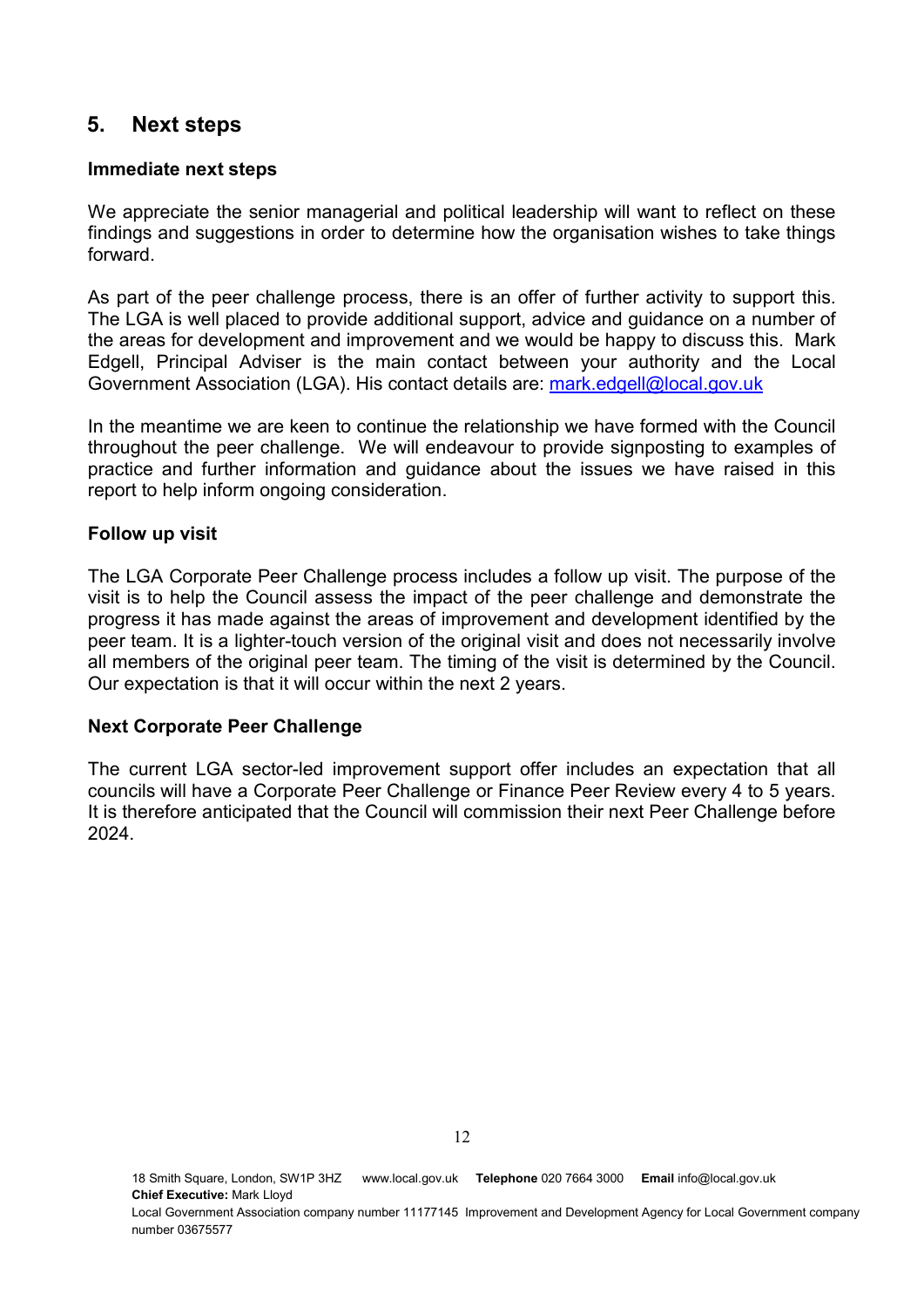## 5. Next steps

**Immediate next steps**

We appreciate the senior managerial and political leadership will want to reflect on these findings and suggestions in order to determine how the organisation wishes to take things forward.

As part of the peer challenge process, there is an offer of further activity to support this. The LGA is well placed to provide additional support, advice and guidance on a number of the areas for development and improvement and we would be happy to discuss this. Mark Edgell, Principal Adviser is the main contact between your authority and the Local Government Association (LGA). His contact details are: [mark.edgell@local.gov.uk](mailto:mark.edgell@local.gov.uk)

In the meantime we are keen to continue the relationship we have formed with the Council throughout the peer challenge. We will endeavour to provide signposting to examples of practice and further information and guidance about the issues we have raised in this report to help inform ongoing consideration.

**Follow up visit**

The LGA Corporate Peer Challenge process includes a follow up visit. The purpose of the visit is to help the Council assess the impact of the peer challenge and demonstrate the progress it has made against the areas of improvement and development identified by the peer team. It is a lighter-touch version of the original visit and does not necessarily involve all members of the original peer team. The timing of the visit is determined by the Council. Our expectation is that it will occur within the next 2 years.

**Next Corporate Peer Challenge**

The current LGA sector-led improvement support offer includes an expectation that all councils will have a Corporate Peer Challenge or Finance Peer Review every 4 to 5 years. It is therefore anticipated that the Council will commission their next Peer Challenge before 2024.